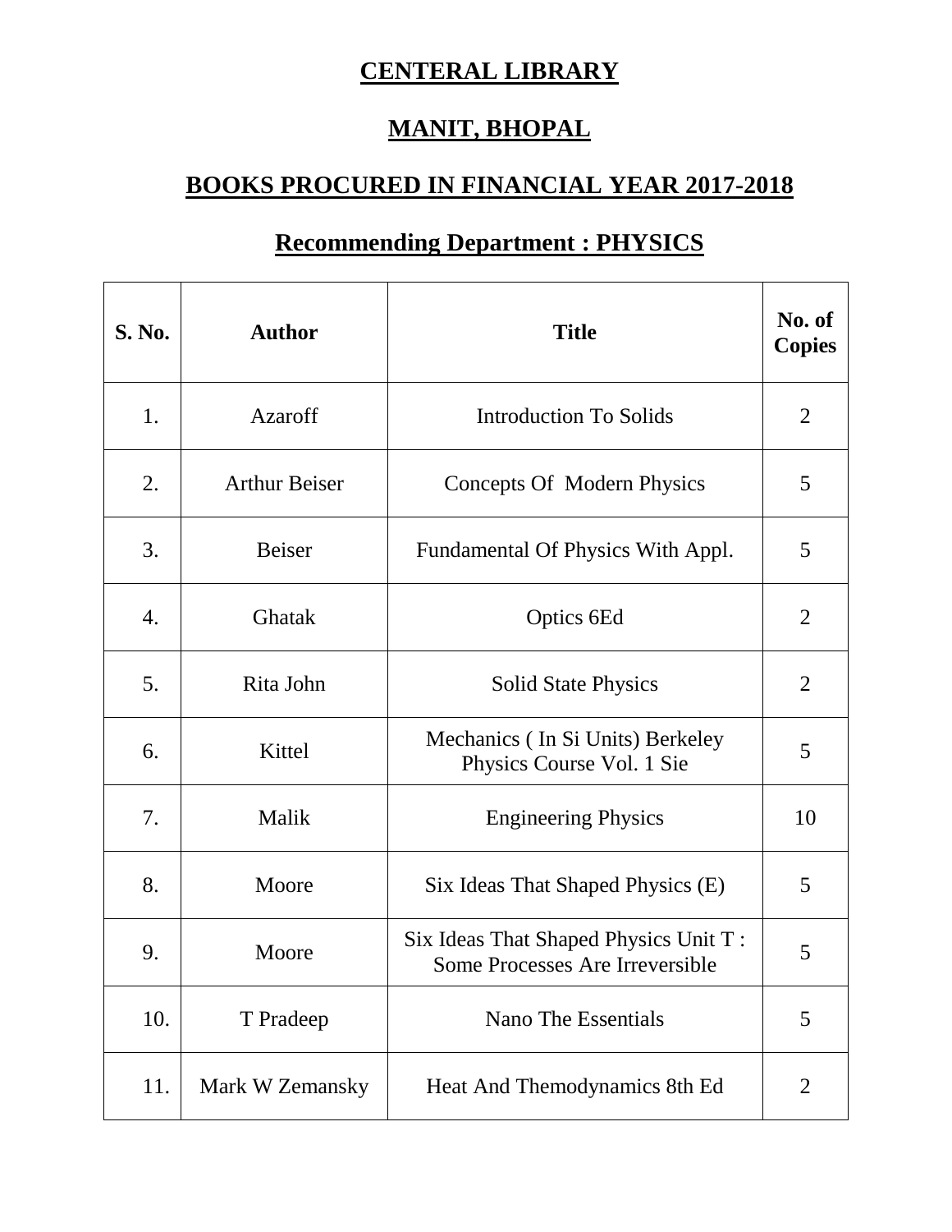# CENTERAL LIBRARY

# MANIT, BHOPAL

## BOOKS PROCURED IN FINANCIAL YEAR 2017-2018

### Recommending Department : PHYSICS

| S. No. | Author | Title | No. of Copies |
|---|---|---|---|
| 1. | Azaroff | Introduction To Solids | 2 |
| 2. | Arthur Beiser | Concepts Of Modern Physics | 5 |
| 3. | Beiser | Fundamental Of Physics With Appl. | 5 |
| 4. | Ghatak | Optics 6Ed | 2 |
| 5. | Rita John | Solid State Physics | 2 |
| 6. | Kittel | Mechanics ( In Si Units) Berkeley Physics Course Vol. 1 Sie | 5 |
| 7. | Malik | Engineering Physics | 10 |
| 8. | Moore | Six Ideas That Shaped Physics (E) | 5 |
| 9. | Moore | Six Ideas That Shaped Physics Unit T : Some Processes Are Irreversible | 5 |
| 10. | T Pradeep | Nano The Essentials | 5 |
| 11. | Mark W Zemansky | Heat And Themodynamics 8th Ed | 2 |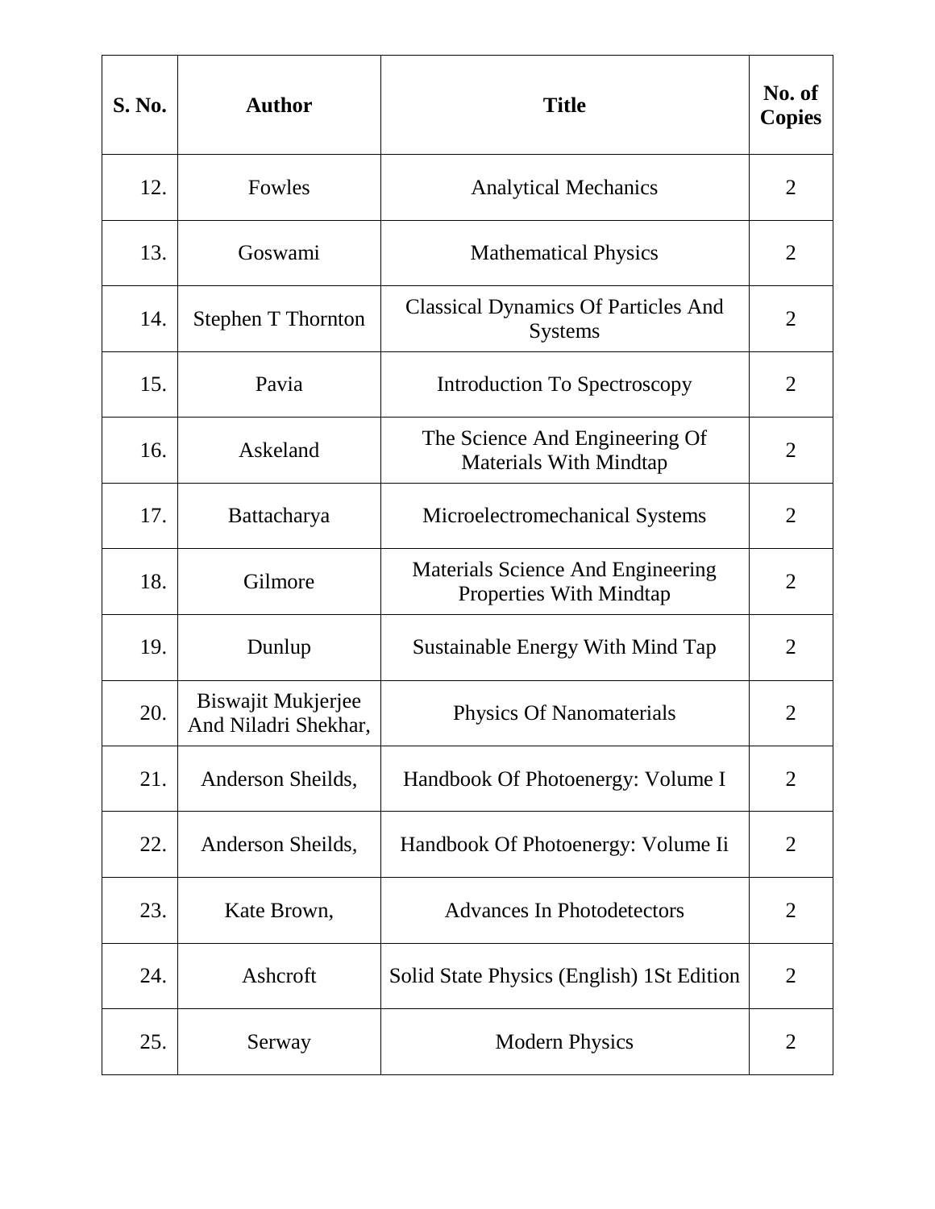| S. No. | Author | Title | No. of Copies |
|---|---|---|---|
| 12. | Fowles | Analytical Mechanics | 2 |
| 13. | Goswami | Mathematical Physics | 2 |
| 14. | Stephen T Thornton | Classical Dynamics Of Particles And Systems | 2 |
| 15. | Pavia | Introduction To Spectroscopy | 2 |
| 16. | Askeland | The Science And Engineering Of Materials With Mindtap | 2 |
| 17. | Battacharya | Microelectromechanical Systems | 2 |
| 18. | Gilmore | Materials Science And Engineering Properties With Mindtap | 2 |
| 19. | Dunlup | Sustainable Energy With Mind Tap | 2 |
| 20. | Biswajit Mukjerjee And Niladri Shekhar, | Physics Of Nanomaterials | 2 |
| 21. | Anderson Sheilds, | Handbook Of Photoenergy: Volume I | 2 |
| 22. | Anderson Sheilds, | Handbook Of Photoenergy: Volume Ii | 2 |
| 23. | Kate Brown, | Advances In Photodetectors | 2 |
| 24. | Ashcroft | Solid State Physics (English) 1St Edition | 2 |
| 25. | Serway | Modern Physics | 2 |